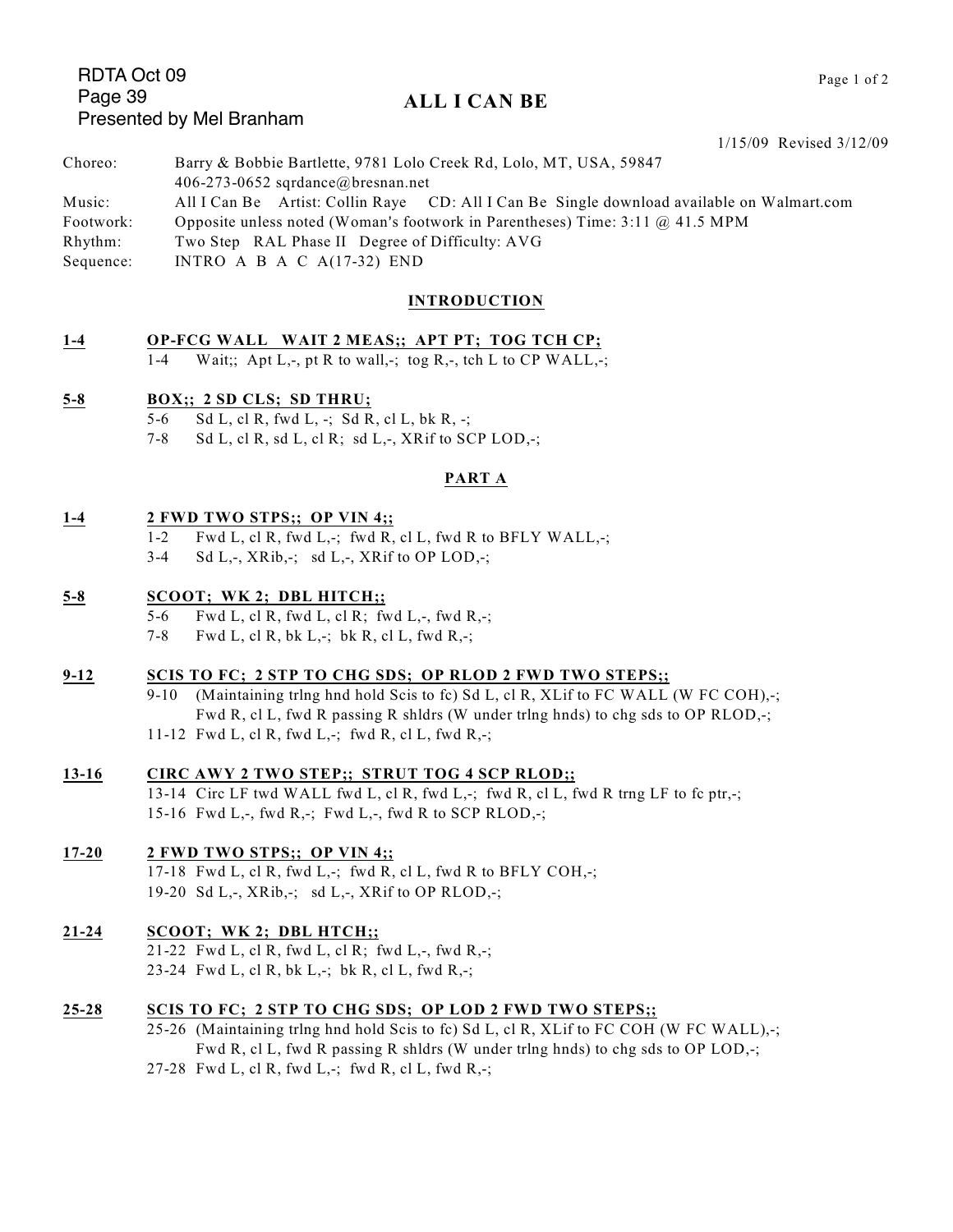RDTA Oct 09
Page 39
Presented by Mel Branham

# ALL I CAN BE

1/15/09 Revised 3/12/09

Choreo: Barry & Bobbie Bartlette, 9781 Lolo Creek Rd, Lolo, MT, USA, 59847
406-273-0652 sqrdance@bresnan.net

Music: All I Can Be Artist: Collin Raye CD: All I Can Be Single download available on Walmart.com

Footwork: Opposite unless noted (Woman's footwork in Parentheses) Time: 3:11 @ 41.5 MPM

Rhythm: Two Step RAL Phase II Degree of Difficulty: AVG

Sequence: INTRO A B A C A(17-32) END

## INTRODUCTION

**1-4 OP-FCG WALL WAIT 2 MEAS;; APT PT; TOG TCH CP;**
1-4 Wait;; Apt L,-, pt R to wall,-; tog R,-, tch L to CP WALL,-;

**5-8 BOX;; 2 SD CLS; SD THRU;**
5-6 Sd L, cl R, fwd L, -; Sd R, cl L, bk R, -;
7-8 Sd L, cl R, sd L, cl R; sd L,-, XRif to SCP LOD,-;

## PART A

**1-4 2 FWD TWO STPS;; OP VIN 4;;**
1-2 Fwd L, cl R, fwd L,-; fwd R, cl L, fwd R to BFLY WALL,-;
3-4 Sd L,-, XRib,-; sd L,-, XRif to OP LOD,-;

**5-8 SCOOT; WK 2; DBL HITCH;;**
5-6 Fwd L, cl R, fwd L, cl R; fwd L,-, fwd R,-;
7-8 Fwd L, cl R, bk L,-; bk R, cl L, fwd R,-;

**9-12 SCIS TO FC; 2 STP TO CHG SDS; OP RLOD 2 FWD TWO STEPS;;**
9-10 (Maintaining trlng hnd hold Scis to fc) Sd L, cl R, XLif to FC WALL (W FC COH),-;
Fwd R, cl L, fwd R passing R shldrs (W under trlng hnds) to chg sds to OP RLOD,-;
11-12 Fwd L, cl R, fwd L,-; fwd R, cl L, fwd R,-;

**13-16 CIRC AWY 2 TWO STEP;; STRUT TOG 4 SCP RLOD;;**
13-14 Circ LF twd WALL fwd L, cl R, fwd L,-; fwd R, cl L, fwd R trng LF to fc ptr,-;
15-16 Fwd L,-, fwd R,-; Fwd L,-, fwd R to SCP RLOD,-;

**17-20 2 FWD TWO STPS;; OP VIN 4;;**
17-18 Fwd L, cl R, fwd L,-; fwd R, cl L, fwd R to BFLY COH,-;
19-20 Sd L,-, XRib,-; sd L,-, XRif to OP RLOD,-;

**21-24 SCOOT; WK 2; DBL HTCH;;**
21-22 Fwd L, cl R, fwd L, cl R; fwd L,-, fwd R,-;
23-24 Fwd L, cl R, bk L,-; bk R, cl L, fwd R,-;

**25-28 SCIS TO FC; 2 STP TO CHG SDS; OP LOD 2 FWD TWO STEPS;;**
25-26 (Maintaining trlng hnd hold Scis to fc) Sd L, cl R, XLif to FC COH (W FC WALL),-;
Fwd R, cl L, fwd R passing R shldrs (W under trlng hnds) to chg sds to OP LOD,-;
27-28 Fwd L, cl R, fwd L,-; fwd R, cl L, fwd R,-;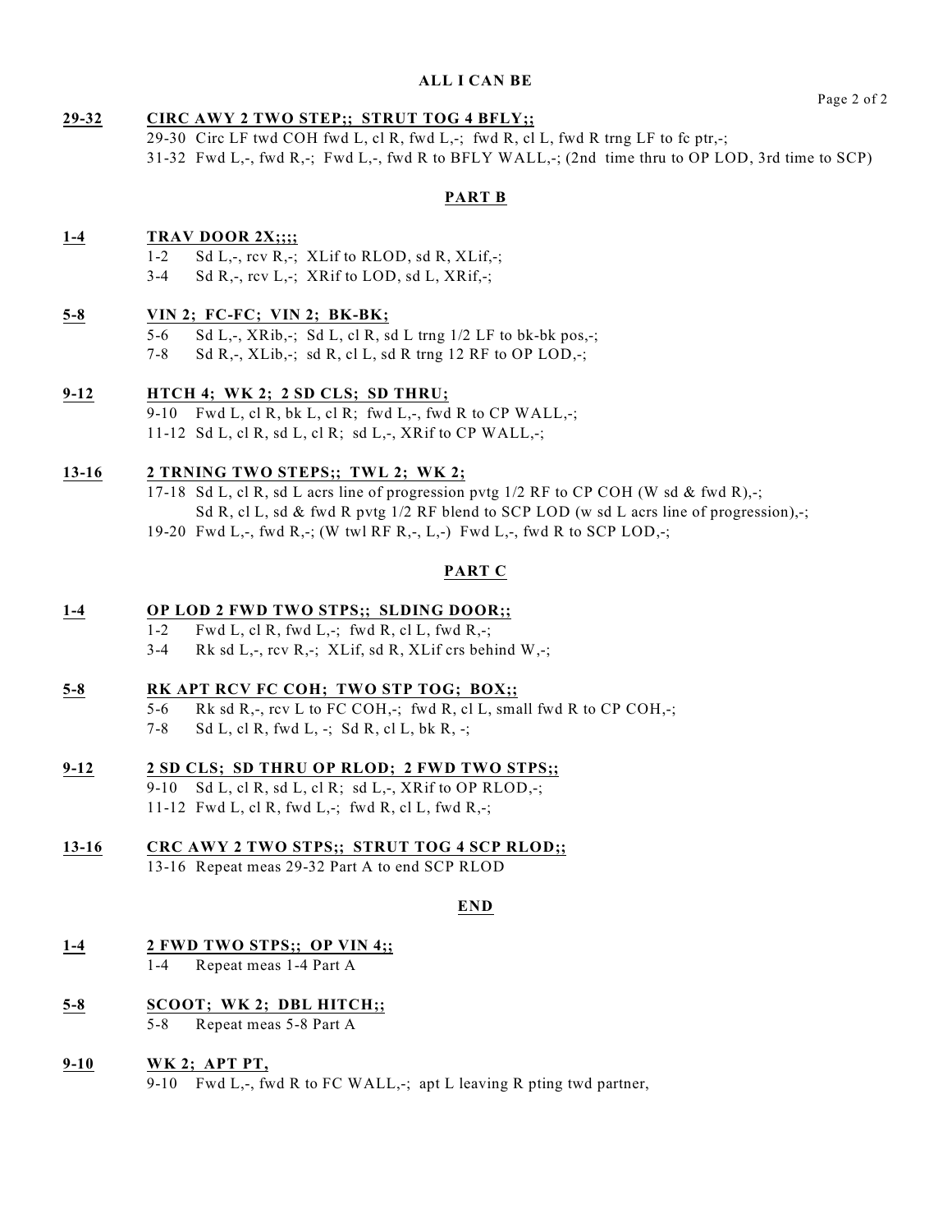**ALL I CAN BE**

**29-32** **CIRC AWY 2 TWO STEP;; STRUT TOG 4 BFLY;;**

29-30 Circ LF twd COH fwd L, cl R, fwd L,-; fwd R, cl L, fwd R trng LF to fc ptr,-;
31-32 Fwd L,-, fwd R,-; Fwd L,-, fwd R to BFLY WALL,-; (2nd time thru to OP LOD, 3rd time to SCP)

## PART B

**1-4** **TRAV DOOR 2X;;;;**

1-2 Sd L,-, rcv R,-; XLif to RLOD, sd R, XLif,-;
3-4 Sd R,-, rcv L,-; XRif to LOD, sd L, XRif,-;

**5-8** **VIN 2; FC-FC; VIN 2; BK-BK;**

5-6 Sd L,-, XRib,-; Sd L, cl R, sd L trng 1/2 LF to bk-bk pos,-;
7-8 Sd R,-, XLib,-; sd R, cl L, sd R trng 12 RF to OP LOD,-;

**9-12** **HTCH 4; WK 2; 2 SD CLS; SD THRU;**

9-10 Fwd L, cl R, bk L, cl R; fwd L,-, fwd R to CP WALL,-;
11-12 Sd L, cl R, sd L, cl R; sd L,-, XRif to CP WALL,-;

**13-16** **2 TRNING TWO STEPS;; TWL 2; WK 2;**

17-18 Sd L, cl R, sd L acrs line of progression pvtg 1/2 RF to CP COH (W sd & fwd R),-;
Sd R, cl L, sd & fwd R pvtg 1/2 RF blend to SCP LOD (w sd L acrs line of progression),-;
19-20 Fwd L,-, fwd R,-; (W twl RF R,-, L,-) Fwd L,-, fwd R to SCP LOD,-;

## PART C

**1-4** **OP LOD 2 FWD TWO STPS;; SLDING DOOR;;**

1-2 Fwd L, cl R, fwd L,-; fwd R, cl L, fwd R,-;
3-4 Rk sd L,-, rcv R,-; XLif, sd R, XLif crs behind W,-;

**5-8** **RK APT RCV FC COH; TWO STP TOG; BOX;;**

5-6 Rk sd R,-, rcv L to FC COH,-; fwd R, cl L, small fwd R to CP COH,-;
7-8 Sd L, cl R, fwd L, -; Sd R, cl L, bk R, -;

**9-12** **2 SD CLS; SD THRU OP RLOD; 2 FWD TWO STPS;;**

9-10 Sd L, cl R, sd L, cl R; sd L,-, XRif to OP RLOD,-;
11-12 Fwd L, cl R, fwd L,-; fwd R, cl L, fwd R,-;

**13-16** **CRC AWY 2 TWO STPS;; STRUT TOG 4 SCP RLOD;;**

13-16 Repeat meas 29-32 Part A to end SCP RLOD

## END

**1-4** **2 FWD TWO STPS;; OP VIN 4;;**

1-4 Repeat meas 1-4 Part A

**5-8** **SCOOT; WK 2; DBL HITCH;;**

5-8 Repeat meas 5-8 Part A

**9-10** **WK 2; APT PT,**

9-10 Fwd L,-, fwd R to FC WALL,-; apt L leaving R pting twd partner,